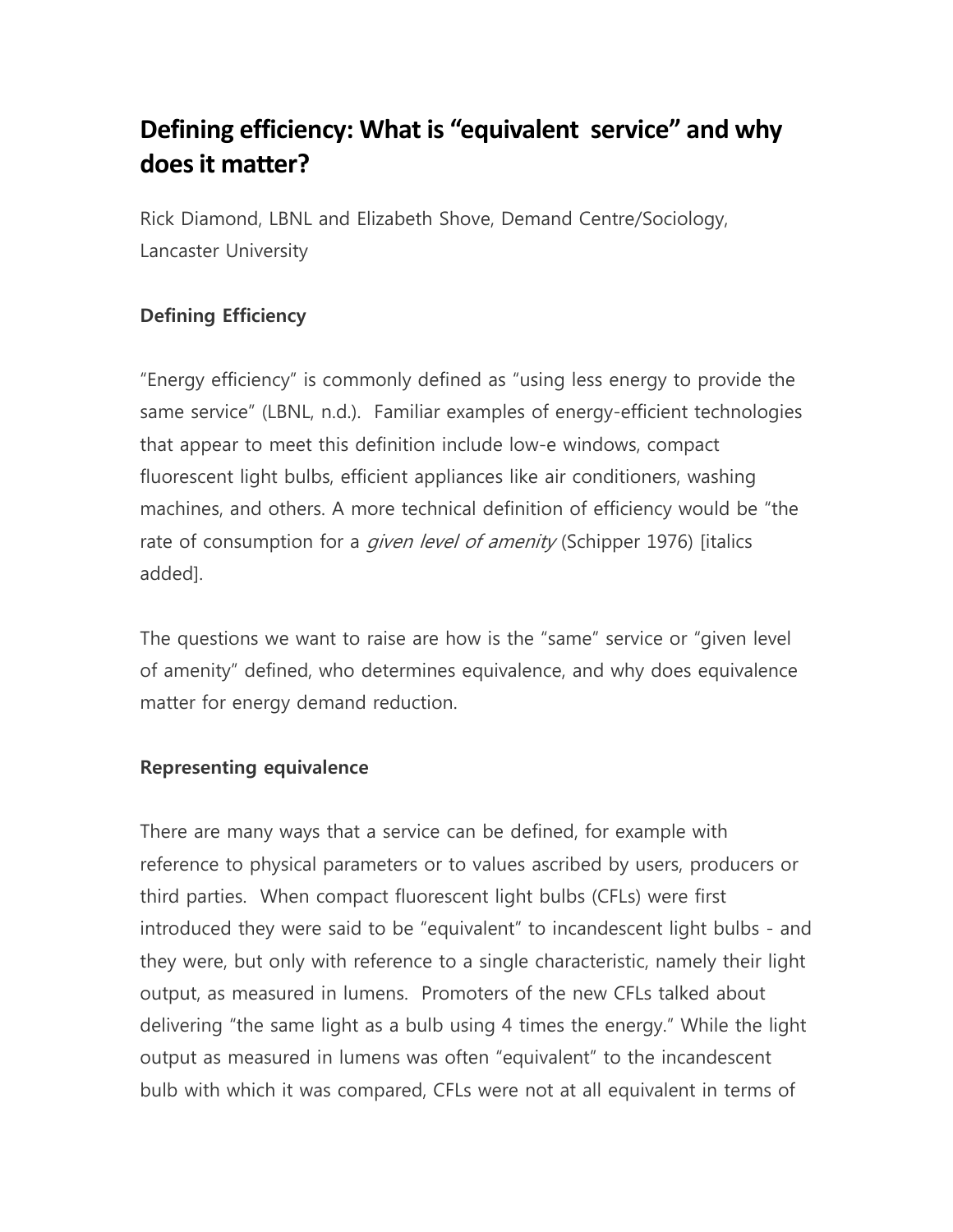# Defining efficiency: What is “equivalent service” and why does it matter?

Rick Diamond, LBNL and Elizabeth Shove, Demand Centre/Sociology, Lancaster University

### Defining Efficiency

“Energy efficiency” is commonly defined as “using less energy to provide the same service” (LBNL, n.d.). Familiar examples of energy-efficient technologies that appear to meet this definition include low-e windows, compact fluorescent light bulbs, efficient appliances like air conditioners, washing machines, and others. A more technical definition of efficiency would be “the rate of consumption for a *given level of amenity* (Schipper 1976) [italics added].

The questions we want to raise are how is the “same” service or “given level of amenity” defined, who determines equivalence, and why does equivalence matter for energy demand reduction.

### Representing equivalence

There are many ways that a service can be defined, for example with reference to physical parameters or to values ascribed by users, producers or third parties. When compact fluorescent light bulbs (CFLs) were first introduced they were said to be “equivalent” to incandescent light bulbs - and they were, but only with reference to a single characteristic, namely their light output, as measured in lumens. Promoters of the new CFLs talked about delivering “the same light as a bulb using 4 times the energy.” While the light output as measured in lumens was often “equivalent” to the incandescent bulb with which it was compared, CFLs were not at all equivalent in terms of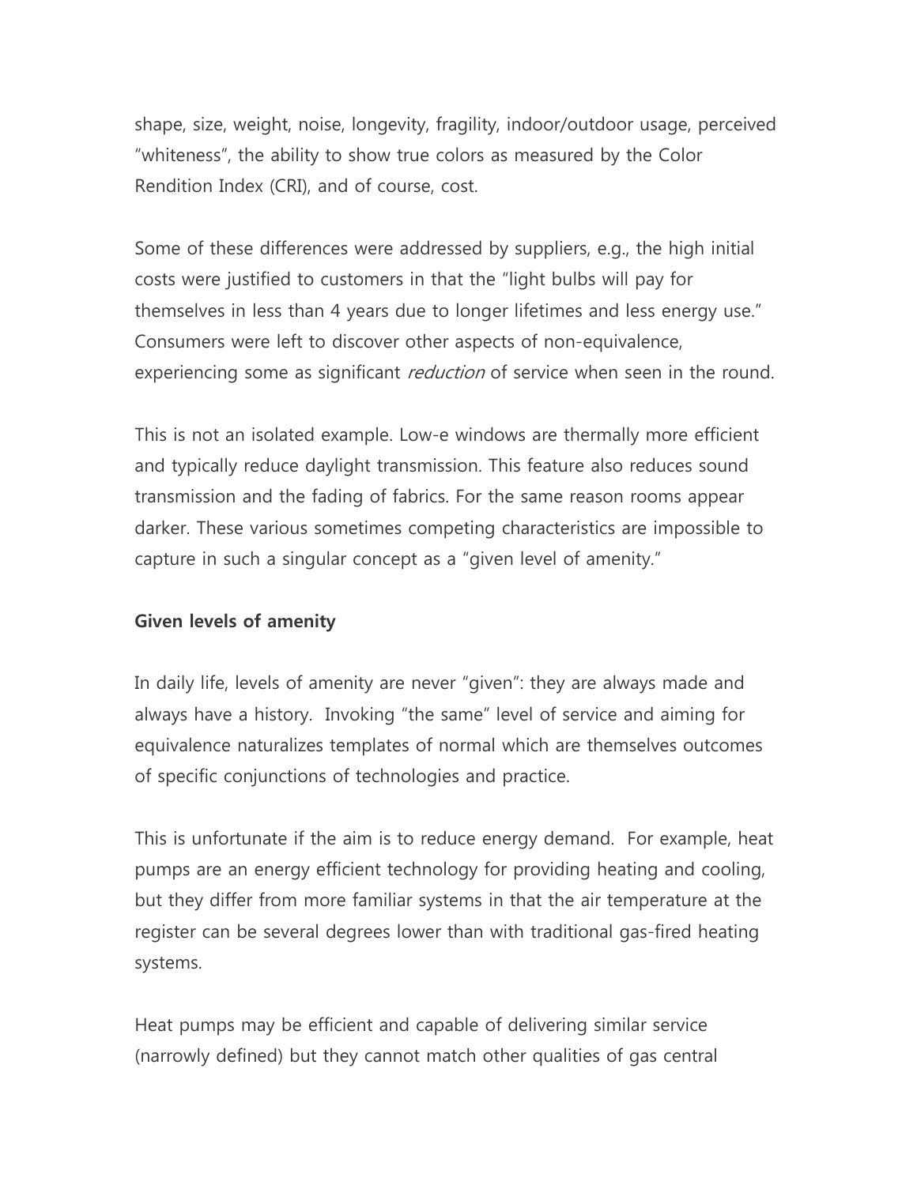shape, size, weight, noise, longevity, fragility, indoor/outdoor usage, perceived "whiteness", the ability to show true colors as measured by the Color Rendition Index (CRI), and of course, cost.

Some of these differences were addressed by suppliers, e.g., the high initial costs were justified to customers in that the "light bulbs will pay for themselves in less than 4 years due to longer lifetimes and less energy use." Consumers were left to discover other aspects of non-equivalence, experiencing some as significant *reduction* of service when seen in the round.

This is not an isolated example. Low-e windows are thermally more efficient and typically reduce daylight transmission. This feature also reduces sound transmission and the fading of fabrics. For the same reason rooms appear darker. These various sometimes competing characteristics are impossible to capture in such a singular concept as a "given level of amenity."

**Given levels of amenity**

In daily life, levels of amenity are never "given": they are always made and always have a history. Invoking "the same" level of service and aiming for equivalence naturalizes templates of normal which are themselves outcomes of specific conjunctions of technologies and practice.

This is unfortunate if the aim is to reduce energy demand. For example, heat pumps are an energy efficient technology for providing heating and cooling, but they differ from more familiar systems in that the air temperature at the register can be several degrees lower than with traditional gas-fired heating systems.

Heat pumps may be efficient and capable of delivering similar service (narrowly defined) but they cannot match other qualities of gas central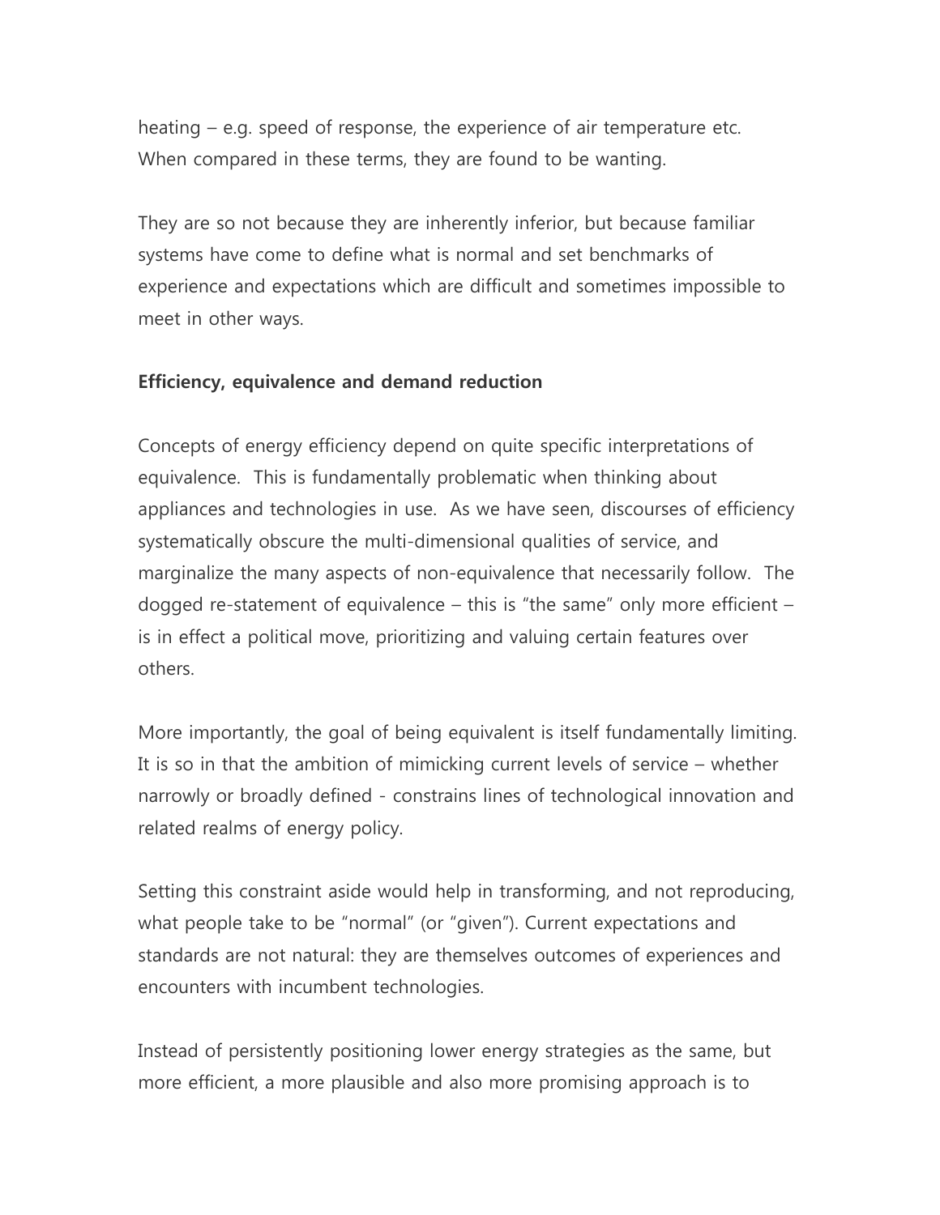heating – e.g. speed of response, the experience of air temperature etc. When compared in these terms, they are found to be wanting.

They are so not because they are inherently inferior, but because familiar systems have come to define what is normal and set benchmarks of experience and expectations which are difficult and sometimes impossible to meet in other ways.

**Efficiency, equivalence and demand reduction**

Concepts of energy efficiency depend on quite specific interpretations of equivalence. This is fundamentally problematic when thinking about appliances and technologies in use. As we have seen, discourses of efficiency systematically obscure the multi-dimensional qualities of service, and marginalize the many aspects of non-equivalence that necessarily follow. The dogged re-statement of equivalence – this is "the same" only more efficient – is in effect a political move, prioritizing and valuing certain features over others.

More importantly, the goal of being equivalent is itself fundamentally limiting. It is so in that the ambition of mimicking current levels of service – whether narrowly or broadly defined - constrains lines of technological innovation and related realms of energy policy.

Setting this constraint aside would help in transforming, and not reproducing, what people take to be "normal" (or "given"). Current expectations and standards are not natural: they are themselves outcomes of experiences and encounters with incumbent technologies.

Instead of persistently positioning lower energy strategies as the same, but more efficient, a more plausible and also more promising approach is to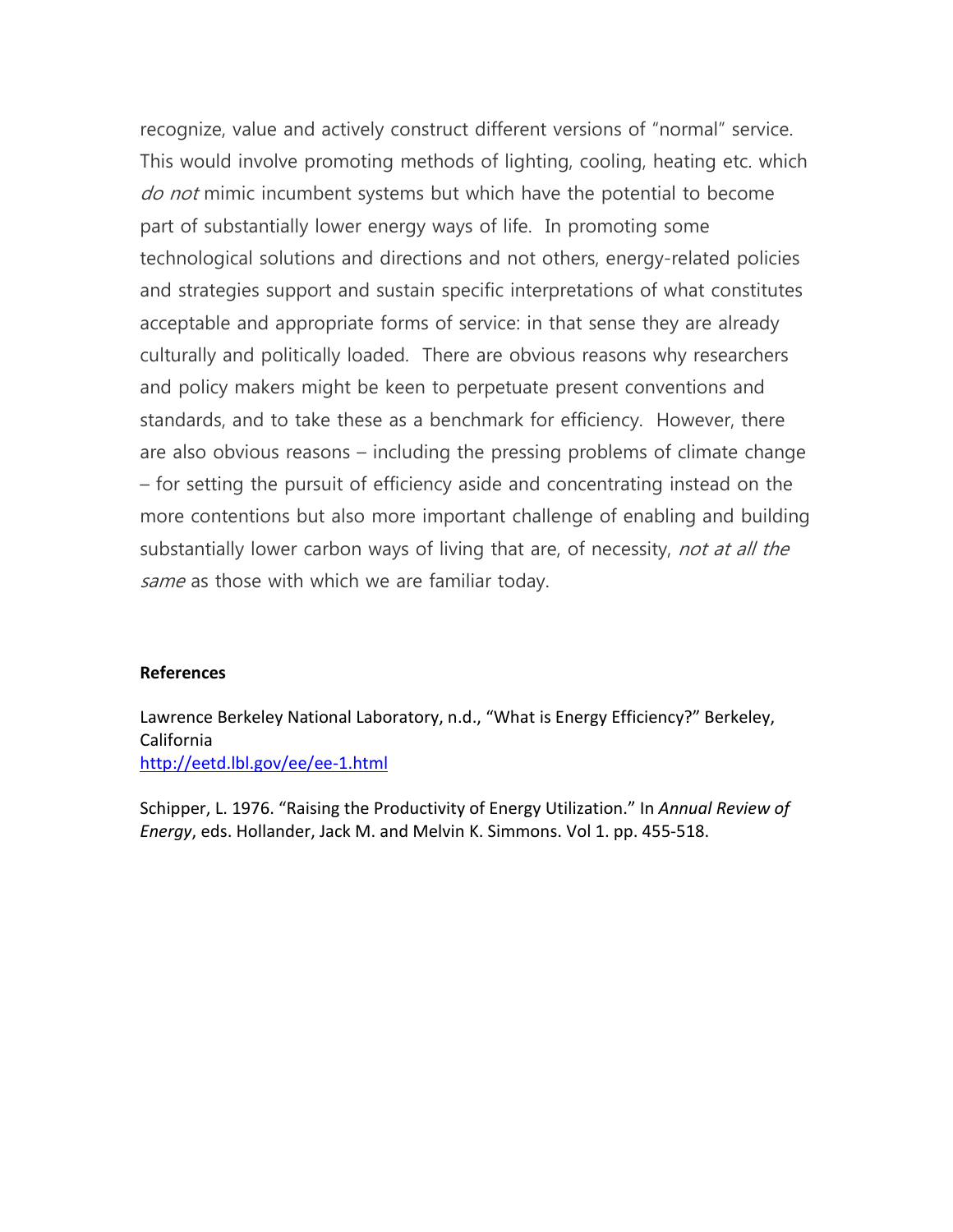recognize, value and actively construct different versions of "normal" service. This would involve promoting methods of lighting, cooling, heating etc. which *do not* mimic incumbent systems but which have the potential to become part of substantially lower energy ways of life. In promoting some technological solutions and directions and not others, energy-related policies and strategies support and sustain specific interpretations of what constitutes acceptable and appropriate forms of service: in that sense they are already culturally and politically loaded. There are obvious reasons why researchers and policy makers might be keen to perpetuate present conventions and standards, and to take these as a benchmark for efficiency. However, there are also obvious reasons – including the pressing problems of climate change – for setting the pursuit of efficiency aside and concentrating instead on the more contentions but also more important challenge of enabling and building substantially lower carbon ways of living that are, of necessity, *not at all the same* as those with which we are familiar today.

**References**

Lawrence Berkeley National Laboratory, n.d., "What is Energy Efficiency?" Berkeley, California
http://eetd.lbl.gov/ee/ee-1.html

Schipper, L. 1976. "Raising the Productivity of Energy Utilization." In *Annual Review of Energy*, eds. Hollander, Jack M. and Melvin K. Simmons. Vol 1. pp. 455-518.